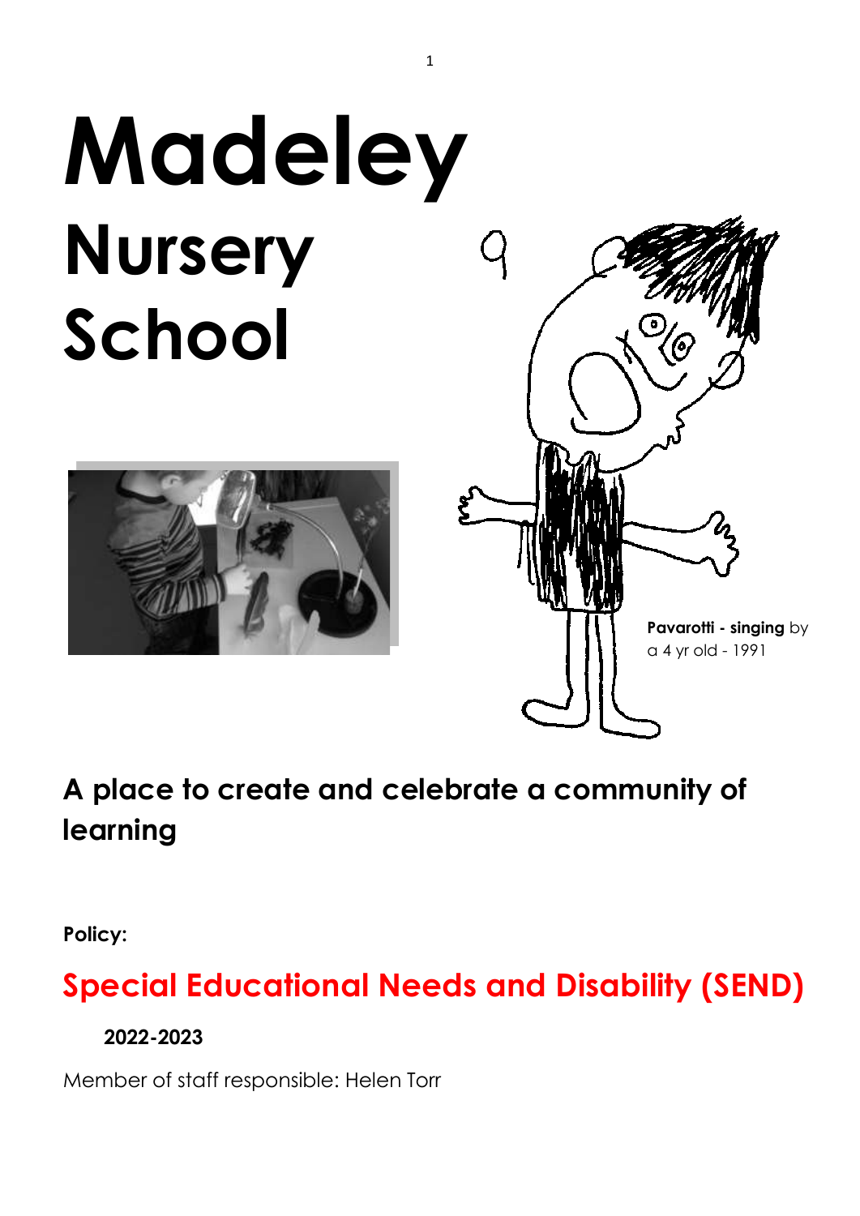# Madeley Nursery School

**Pavarotti - singing** by a 4 yr old - 1991

## A place to create and celebrate a community of learning

**Policy:**

## Special Educational Needs and Disability (SEND)

**2022-2023**

Member of staff responsible: Helen Torr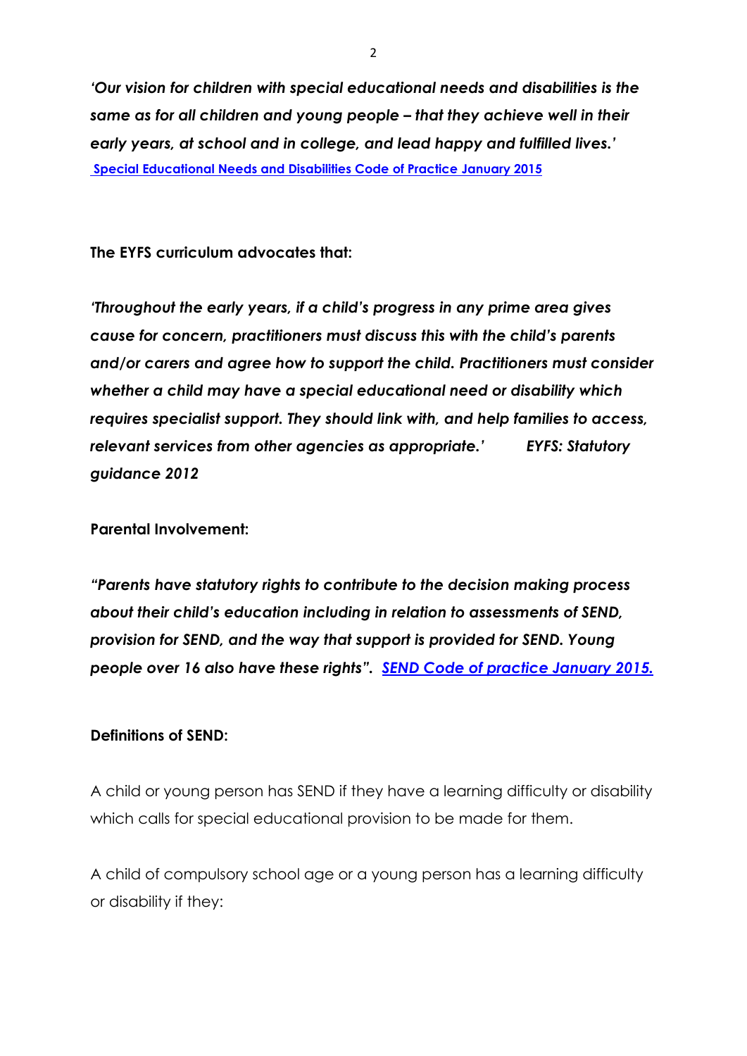***'Our vision for children with special educational needs and disabilities is the same as for all children and young people – that they achieve well in their early years, at school and in college, and lead happy and fulfilled lives.'***
**Special Educational Needs and Disabilities Code of Practice January 2015**

**The EYFS curriculum advocates that:**

***'Throughout the early years, if a child's progress in any prime area gives cause for concern, practitioners must discuss this with the child's parents and/or carers and agree how to support the child. Practitioners must consider whether a child may have a special educational need or disability which requires specialist support. They should link with, and help families to access, relevant services from other agencies as appropriate.'*** ***EYFS: Statutory guidance 2012***

**Parental Involvement:**

***"Parents have statutory rights to contribute to the decision making process about their child's education including in relation to assessments of SEND, provision for SEND, and the way that support is provided for SEND. Young people over 16 also have these rights".*** ***SEND Code of practice January 2015.***

**Definitions of SEND:**

A child or young person has SEND if they have a learning difficulty or disability which calls for special educational provision to be made for them.

A child of compulsory school age or a young person has a learning difficulty or disability if they: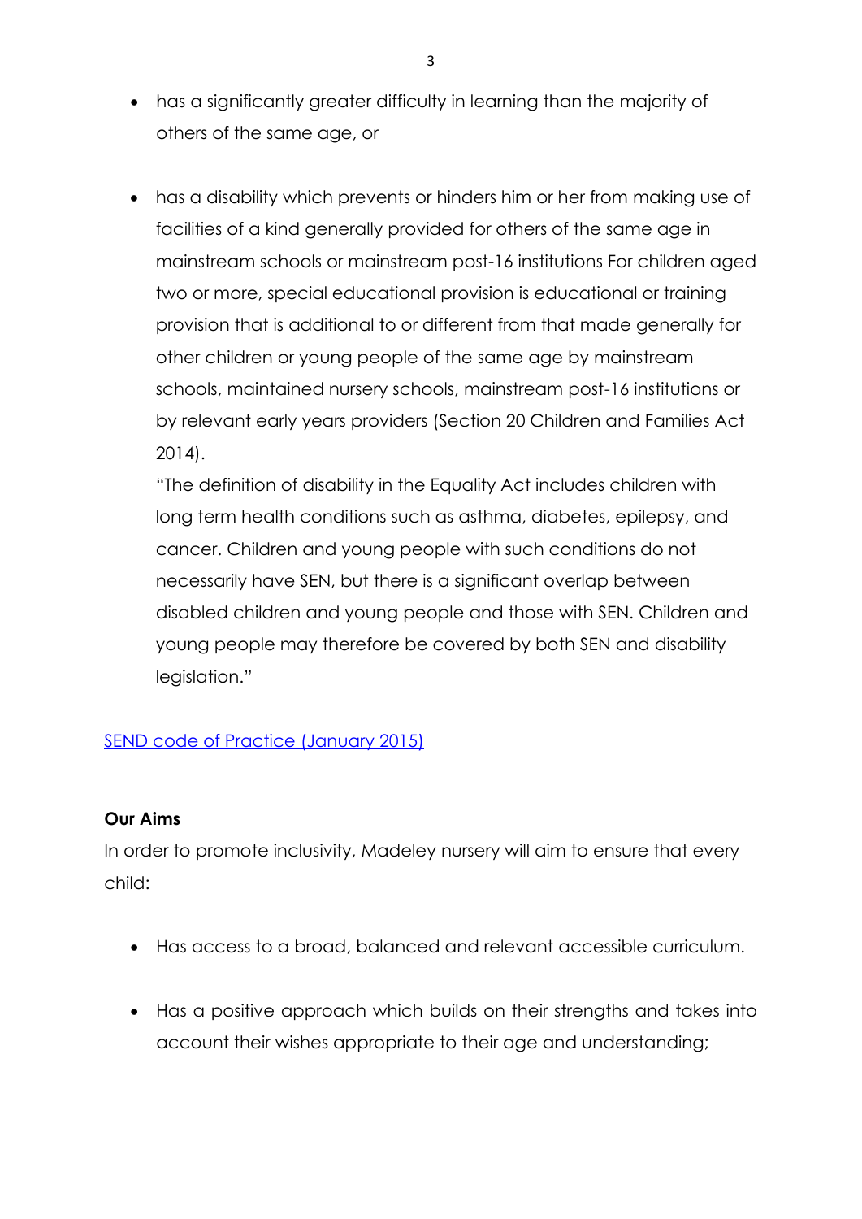- has a significantly greater difficulty in learning than the majority of others of the same age, or

- has a disability which prevents or hinders him or her from making use of facilities of a kind generally provided for others of the same age in mainstream schools or mainstream post-16 institutions For children aged two or more, special educational provision is educational or training provision that is additional to or different from that made generally for other children or young people of the same age by mainstream schools, maintained nursery schools, mainstream post-16 institutions or by relevant early years providers (Section 20 Children and Families Act 2014).
  "The definition of disability in the Equality Act includes children with long term health conditions such as asthma, diabetes, epilepsy, and cancer. Children and young people with such conditions do not necessarily have SEN, but there is a significant overlap between disabled children and young people and those with SEN. Children and young people may therefore be covered by both SEN and disability legislation."

SEND code of Practice (January 2015)

**Our Aims**

In order to promote inclusivity, Madeley nursery will aim to ensure that every child:

- Has access to a broad, balanced and relevant accessible curriculum.

- Has a positive approach which builds on their strengths and takes into account their wishes appropriate to their age and understanding;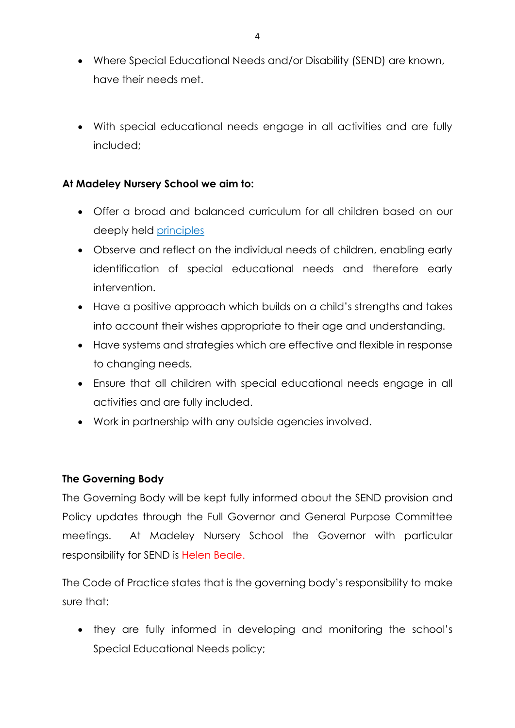- Where Special Educational Needs and/or Disability (SEND) are known, have their needs met.

- With special educational needs engage in all activities and are fully included;

**At Madeley Nursery School we aim to:**

- Offer a broad and balanced curriculum for all children based on our deeply held principles
- Observe and reflect on the individual needs of children, enabling early identification of special educational needs and therefore early intervention.
- Have a positive approach which builds on a child's strengths and takes into account their wishes appropriate to their age and understanding.
- Have systems and strategies which are effective and flexible in response to changing needs.
- Ensure that all children with special educational needs engage in all activities and are fully included.
- Work in partnership with any outside agencies involved.

**The Governing Body**

The Governing Body will be kept fully informed about the SEND provision and Policy updates through the Full Governor and General Purpose Committee meetings. At Madeley Nursery School the Governor with particular responsibility for SEND is Helen Beale.

The Code of Practice states that is the governing body's responsibility to make sure that:

- they are fully informed in developing and monitoring the school's Special Educational Needs policy;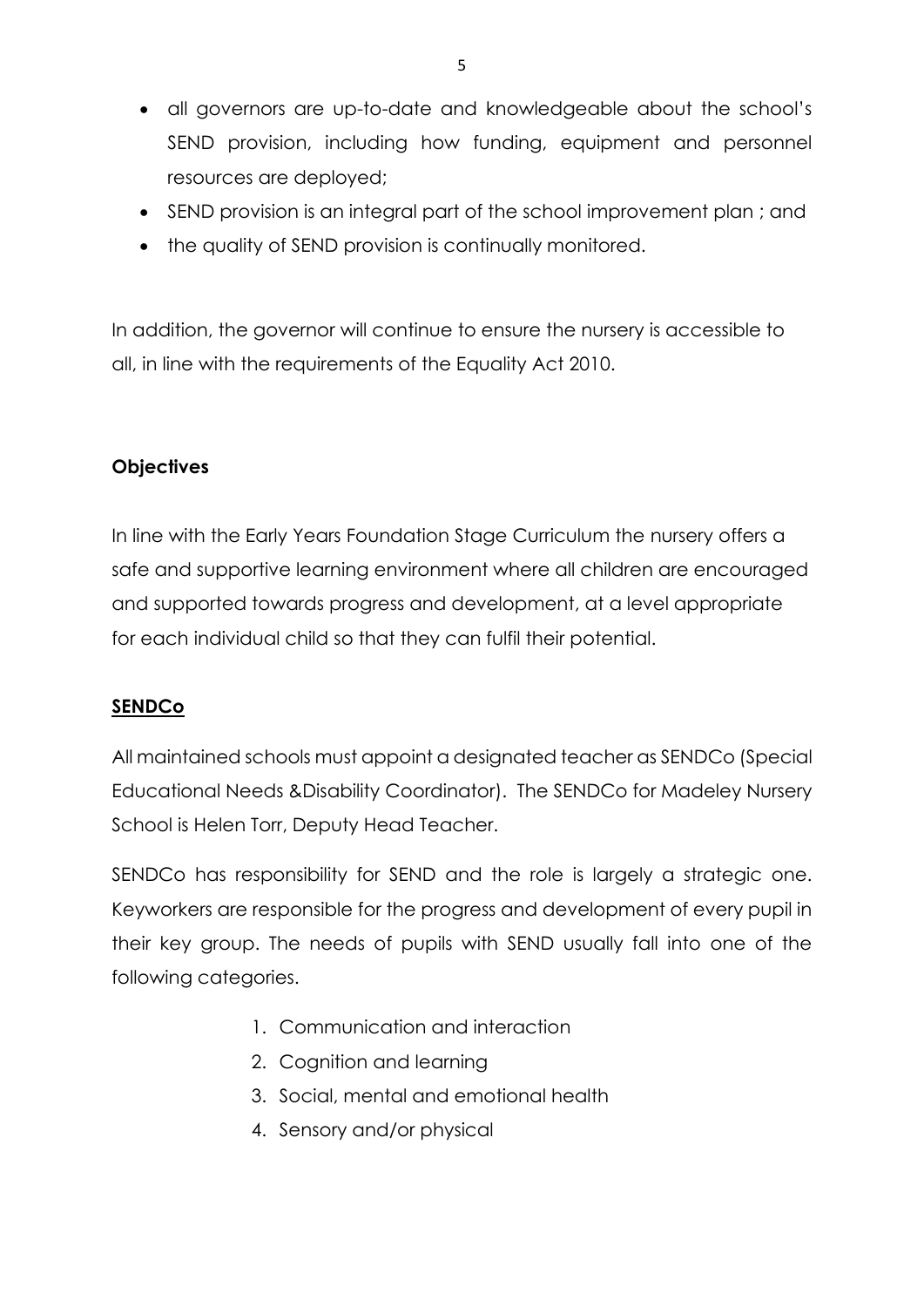- all governors are up-to-date and knowledgeable about the school's SEND provision, including how funding, equipment and personnel resources are deployed;
- SEND provision is an integral part of the school improvement plan ; and
- the quality of SEND provision is continually monitored.

In addition, the governor will continue to ensure the nursery is accessible to all, in line with the requirements of the Equality Act 2010.

**Objectives**

In line with the Early Years Foundation Stage Curriculum the nursery offers a safe and supportive learning environment where all children are encouraged and supported towards progress and development, at a level appropriate for each individual child so that they can fulfil their potential.

**SENDCo**

All maintained schools must appoint a designated teacher as SENDCo (Special Educational Needs &Disability Coordinator). The SENDCo for Madeley Nursery School is Helen Torr, Deputy Head Teacher.

SENDCo has responsibility for SEND and the role is largely a strategic one. Keyworkers are responsible for the progress and development of every pupil in their key group. The needs of pupils with SEND usually fall into one of the following categories.

1. Communication and interaction
2. Cognition and learning
3. Social, mental and emotional health
4. Sensory and/or physical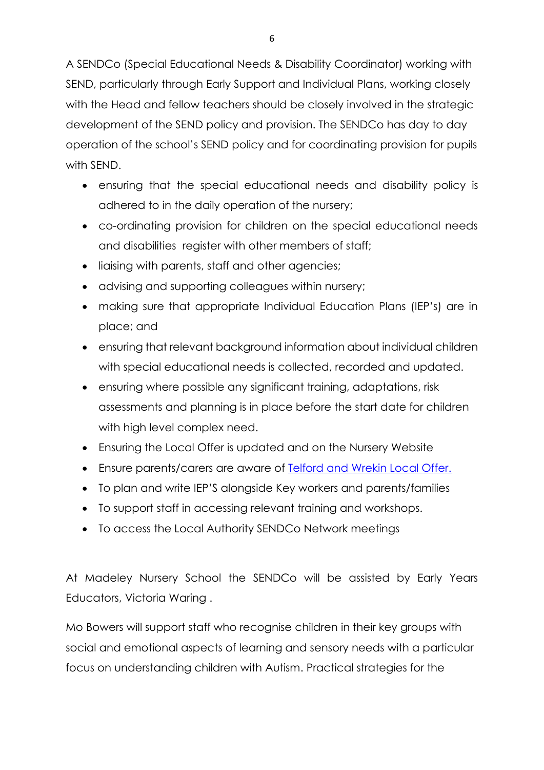A SENDCo (Special Educational Needs & Disability Coordinator) working with SEND, particularly through Early Support and Individual Plans, working closely with the Head and fellow teachers should be closely involved in the strategic development of the SEND policy and provision. The SENDCo has day to day operation of the school's SEND policy and for coordinating provision for pupils with SEND.

- ensuring that the special educational needs and disability policy is adhered to in the daily operation of the nursery;
- co-ordinating provision for children on the special educational needs and disabilities register with other members of staff;
- liaising with parents, staff and other agencies;
- advising and supporting colleagues within nursery;
- making sure that appropriate Individual Education Plans (IEP's) are in place; and
- ensuring that relevant background information about individual children with special educational needs is collected, recorded and updated.
- ensuring where possible any significant training, adaptations, risk assessments and planning is in place before the start date for children with high level complex need.
- Ensuring the Local Offer is updated and on the Nursery Website
- Ensure parents/carers are aware of [Telford and Wrekin Local Offer.]()
- To plan and write IEP'S alongside Key workers and parents/families
- To support staff in accessing relevant training and workshops.
- To access the Local Authority SENDCo Network meetings

At Madeley Nursery School the SENDCo will be assisted by Early Years Educators, Victoria Waring .

Mo Bowers will support staff who recognise children in their key groups with social and emotional aspects of learning and sensory needs with a particular focus on understanding children with Autism. Practical strategies for the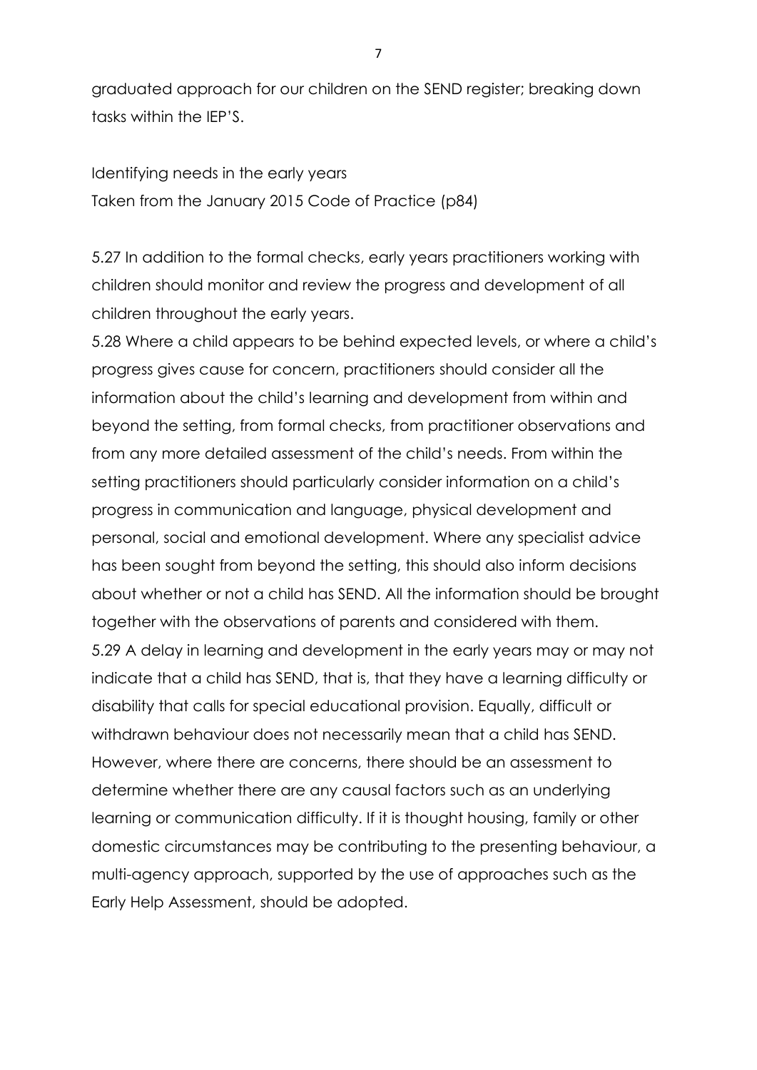graduated approach for our children on the SEND register; breaking down tasks within the IEP'S.

Identifying needs in the early years
Taken from the January 2015 Code of Practice (p84)

5.27 In addition to the formal checks, early years practitioners working with children should monitor and review the progress and development of all children throughout the early years.

5.28 Where a child appears to be behind expected levels, or where a child's progress gives cause for concern, practitioners should consider all the information about the child's learning and development from within and beyond the setting, from formal checks, from practitioner observations and from any more detailed assessment of the child's needs. From within the setting practitioners should particularly consider information on a child's progress in communication and language, physical development and personal, social and emotional development. Where any specialist advice has been sought from beyond the setting, this should also inform decisions about whether or not a child has SEND. All the information should be brought together with the observations of parents and considered with them.

5.29 A delay in learning and development in the early years may or may not indicate that a child has SEND, that is, that they have a learning difficulty or disability that calls for special educational provision. Equally, difficult or withdrawn behaviour does not necessarily mean that a child has SEND. However, where there are concerns, there should be an assessment to determine whether there are any causal factors such as an underlying learning or communication difficulty. If it is thought housing, family or other domestic circumstances may be contributing to the presenting behaviour, a multi-agency approach, supported by the use of approaches such as the Early Help Assessment, should be adopted.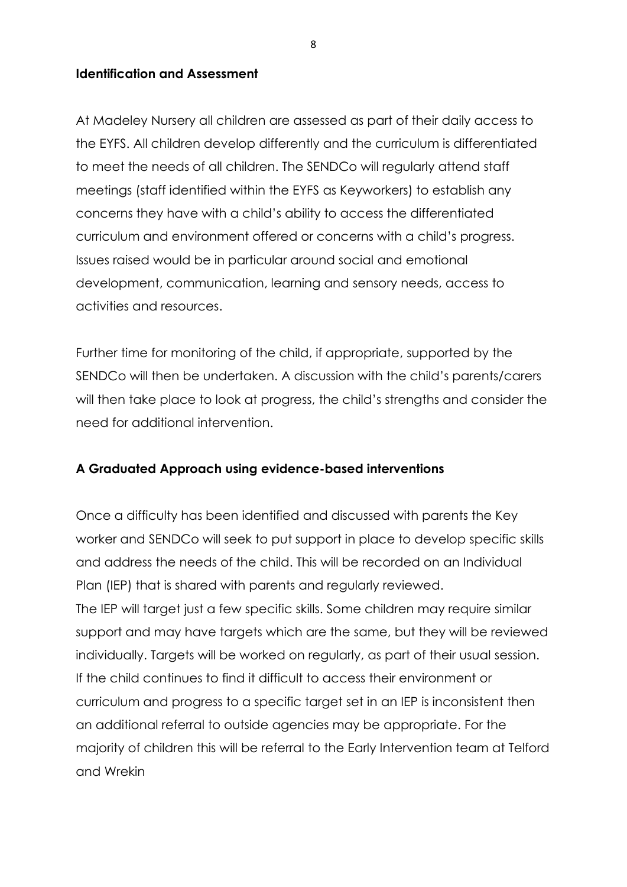**Identification and Assessment**

At Madeley Nursery all children are assessed as part of their daily access to the EYFS. All children develop differently and the curriculum is differentiated to meet the needs of all children. The SENDCo will regularly attend staff meetings (staff identified within the EYFS as Keyworkers) to establish any concerns they have with a child's ability to access the differentiated curriculum and environment offered or concerns with a child's progress. Issues raised would be in particular around social and emotional development, communication, learning and sensory needs, access to activities and resources.

Further time for monitoring of the child, if appropriate, supported by the SENDCo will then be undertaken. A discussion with the child's parents/carers will then take place to look at progress, the child's strengths and consider the need for additional intervention.

**A Graduated Approach using evidence-based interventions**

Once a difficulty has been identified and discussed with parents the Key worker and SENDCo will seek to put support in place to develop specific skills and address the needs of the child. This will be recorded on an Individual Plan (IEP) that is shared with parents and regularly reviewed.
The IEP will target just a few specific skills. Some children may require similar support and may have targets which are the same, but they will be reviewed individually. Targets will be worked on regularly, as part of their usual session. If the child continues to find it difficult to access their environment or curriculum and progress to a specific target set in an IEP is inconsistent then an additional referral to outside agencies may be appropriate. For the majority of children this will be referral to the Early Intervention team at Telford and Wrekin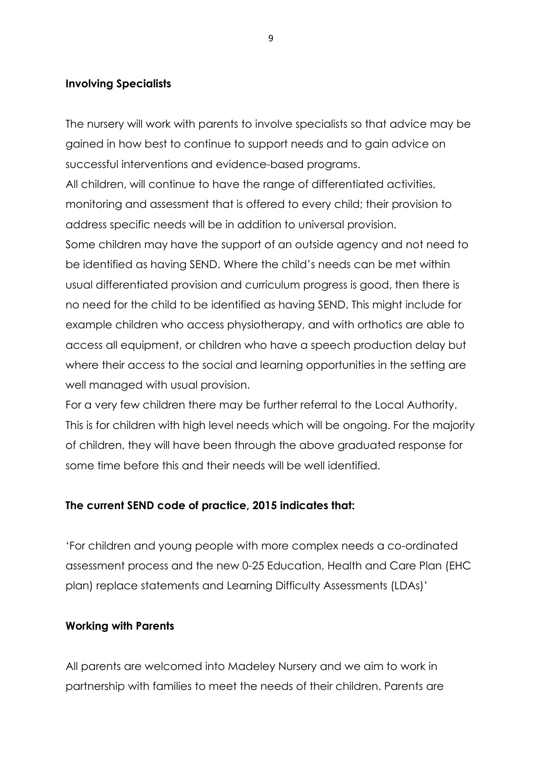**Involving Specialists**

The nursery will work with parents to involve specialists so that advice may be gained in how best to continue to support needs and to gain advice on successful interventions and evidence-based programs.

All children, will continue to have the range of differentiated activities, monitoring and assessment that is offered to every child; their provision to address specific needs will be in addition to universal provision.

Some children may have the support of an outside agency and not need to be identified as having SEND. Where the child's needs can be met within usual differentiated provision and curriculum progress is good, then there is no need for the child to be identified as having SEND. This might include for example children who access physiotherapy, and with orthotics are able to access all equipment, or children who have a speech production delay but where their access to the social and learning opportunities in the setting are well managed with usual provision.

For a very few children there may be further referral to the Local Authority. This is for children with high level needs which will be ongoing. For the majority of children, they will have been through the above graduated response for some time before this and their needs will be well identified.

**The current SEND code of practice, 2015 indicates that:**

'For children and young people with more complex needs a co-ordinated assessment process and the new 0-25 Education, Health and Care Plan (EHC plan) replace statements and Learning Difficulty Assessments (LDAs)'

**Working with Parents**

All parents are welcomed into Madeley Nursery and we aim to work in partnership with families to meet the needs of their children. Parents are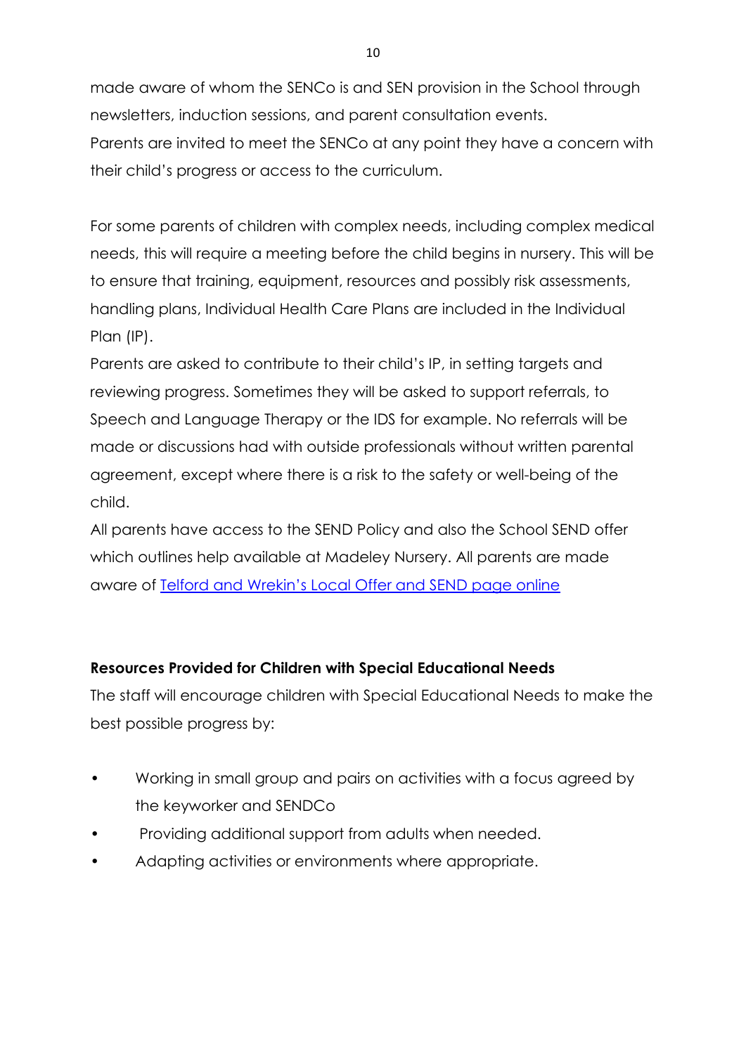made aware of whom the SENCo is and SEN provision in the School through newsletters, induction sessions, and parent consultation events.
Parents are invited to meet the SENCo at any point they have a concern with their child's progress or access to the curriculum.

For some parents of children with complex needs, including complex medical needs, this will require a meeting before the child begins in nursery. This will be to ensure that training, equipment, resources and possibly risk assessments, handling plans, Individual Health Care Plans are included in the Individual Plan (IP).
Parents are asked to contribute to their child's IP, in setting targets and reviewing progress. Sometimes they will be asked to support referrals, to Speech and Language Therapy or the IDS for example. No referrals will be made or discussions had with outside professionals without written parental agreement, except where there is a risk to the safety or well-being of the child.
All parents have access to the SEND Policy and also the School SEND offer which outlines help available at Madeley Nursery. All parents are made aware of Telford and Wrekin's Local Offer and SEND page online

**Resources Provided for Children with Special Educational Needs**

The staff will encourage children with Special Educational Needs to make the best possible progress by:

- Working in small group and pairs on activities with a focus agreed by the keyworker and SENDCo
- Providing additional support from adults when needed.
- Adapting activities or environments where appropriate.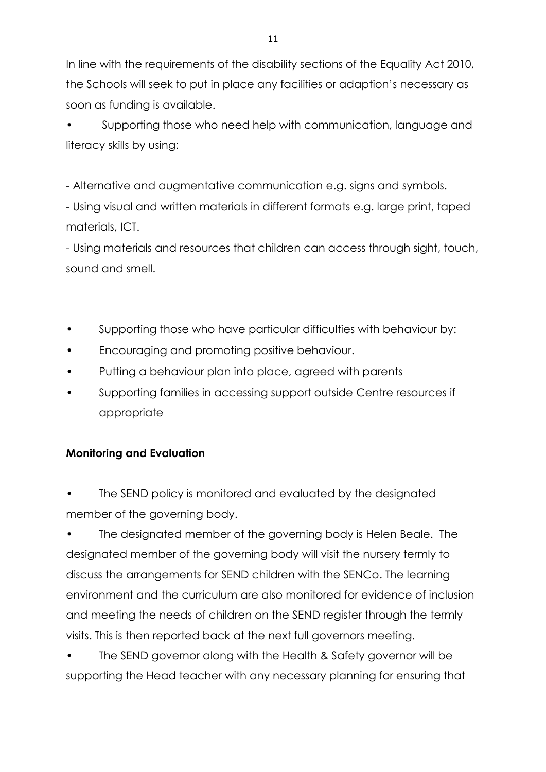In line with the requirements of the disability sections of the Equality Act 2010, the Schools will seek to put in place any facilities or adaption's necessary as soon as funding is available.

- Supporting those who need help with communication, language and literacy skills by using:

- Alternative and augmentative communication e.g. signs and symbols.
- Using visual and written materials in different formats e.g. large print, taped materials, ICT.
- Using materials and resources that children can access through sight, touch, sound and smell.

- Supporting those who have particular difficulties with behaviour by:
- Encouraging and promoting positive behaviour.
- Putting a behaviour plan into place, agreed with parents
- Supporting families in accessing support outside Centre resources if appropriate

**Monitoring and Evaluation**

- The SEND policy is monitored and evaluated by the designated member of the governing body.
- The designated member of the governing body is Helen Beale. The designated member of the governing body will visit the nursery termly to discuss the arrangements for SEND children with the SENCo. The learning environment and the curriculum are also monitored for evidence of inclusion and meeting the needs of children on the SEND register through the termly visits. This is then reported back at the next full governors meeting.
- The SEND governor along with the Health & Safety governor will be supporting the Head teacher with any necessary planning for ensuring that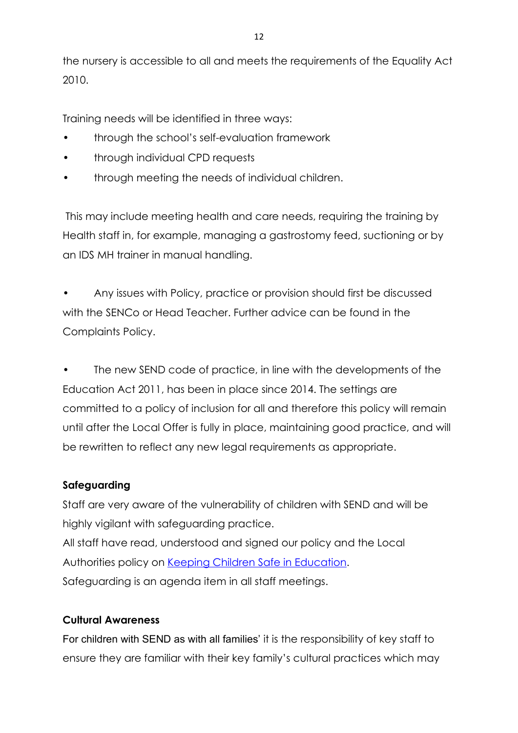the nursery is accessible to all and meets the requirements of the Equality Act 2010.

Training needs will be identified in three ways:

- through the school's self-evaluation framework
- through individual CPD requests
- through meeting the needs of individual children.

This may include meeting health and care needs, requiring the training by Health staff in, for example, managing a gastrostomy feed, suctioning or by an IDS MH trainer in manual handling.

- Any issues with Policy, practice or provision should first be discussed with the SENCo or Head Teacher. Further advice can be found in the Complaints Policy.

- The new SEND code of practice, in line with the developments of the Education Act 2011, has been in place since 2014. The settings are committed to a policy of inclusion for all and therefore this policy will remain until after the Local Offer is fully in place, maintaining good practice, and will be rewritten to reflect any new legal requirements as appropriate.

**Safeguarding**

Staff are very aware of the vulnerability of children with SEND and will be highly vigilant with safeguarding practice.
All staff have read, understood and signed our policy and the Local Authorities policy on [Keeping Children Safe in Education](#).
Safeguarding is an agenda item in all staff meetings.

**Cultural Awareness**

For children with SEND as with all families' it is the responsibility of key staff to ensure they are familiar with their key family's cultural practices which may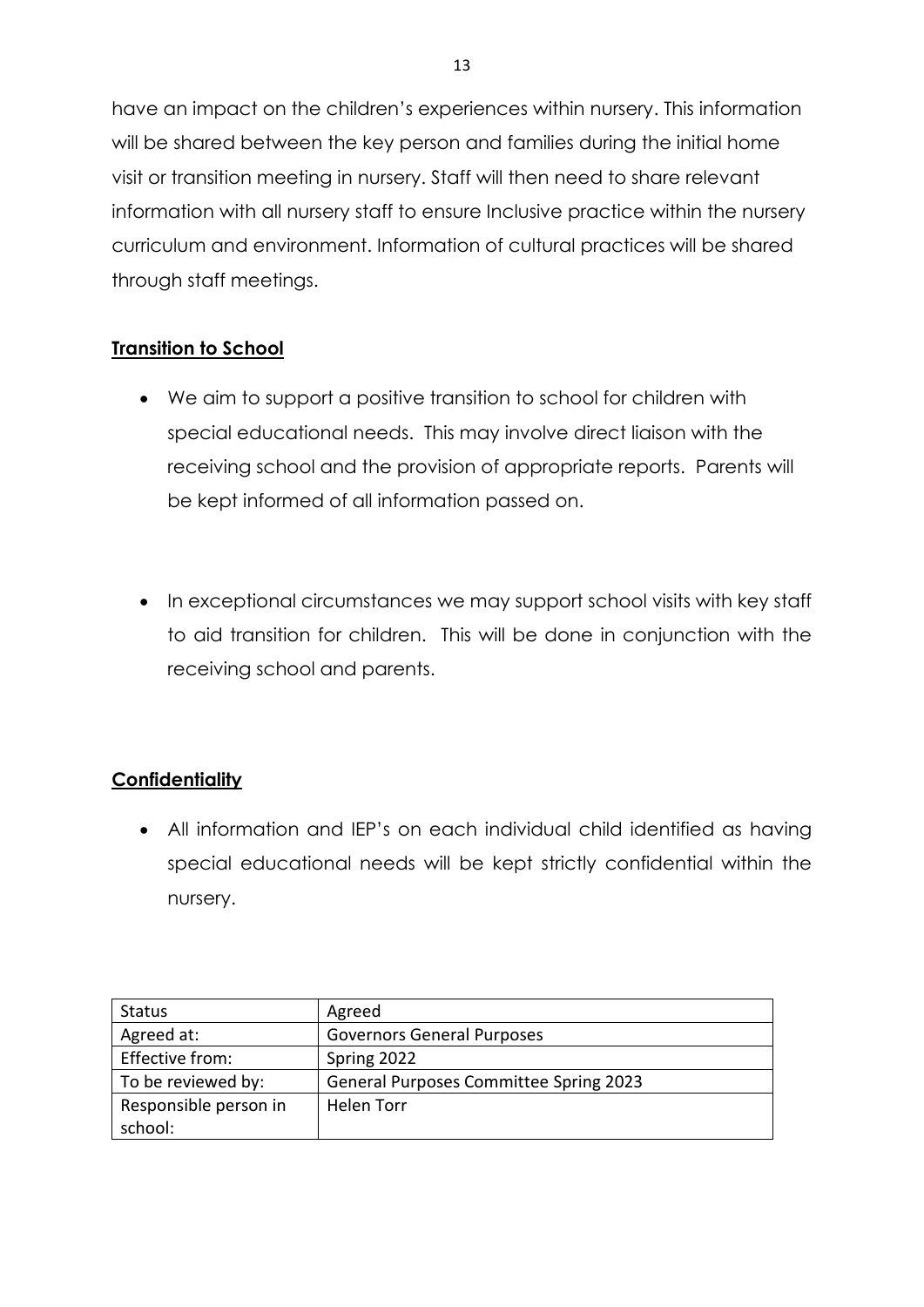have an impact on the children's experiences within nursery. This information will be shared between the key person and families during the initial home visit or transition meeting in nursery. Staff will then need to share relevant information with all nursery staff to ensure Inclusive practice within the nursery curriculum and environment. Information of cultural practices will be shared through staff meetings.

## **Transition to School**

- We aim to support a positive transition to school for children with special educational needs. This may involve direct liaison with the receiving school and the provision of appropriate reports. Parents will be kept informed of all information passed on.

- In exceptional circumstances we may support school visits with key staff to aid transition for children. This will be done in conjunction with the receiving school and parents.

## **Confidentiality**

- All information and IEP's on each individual child identified as having special educational needs will be kept strictly confidential within the nursery.

| Status | Agreed |
| --- | --- |
| Agreed at: | Governors General Purposes |
| Effective from: | Spring 2022 |
| To be reviewed by: | General Purposes Committee Spring 2023 |
| Responsible person in school: | Helen Torr |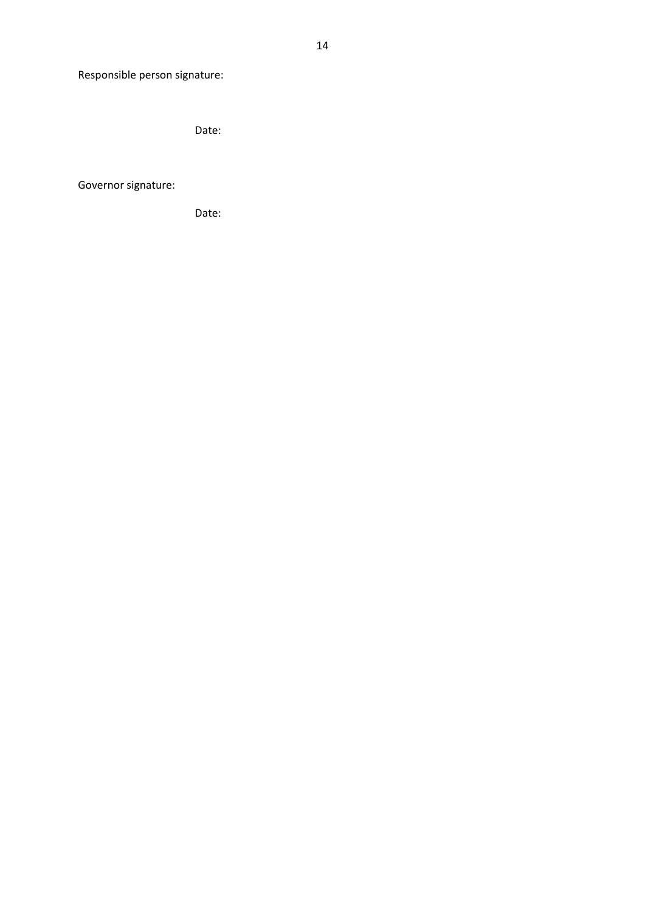Responsible person signature:

Date:

Governor signature:

Date: